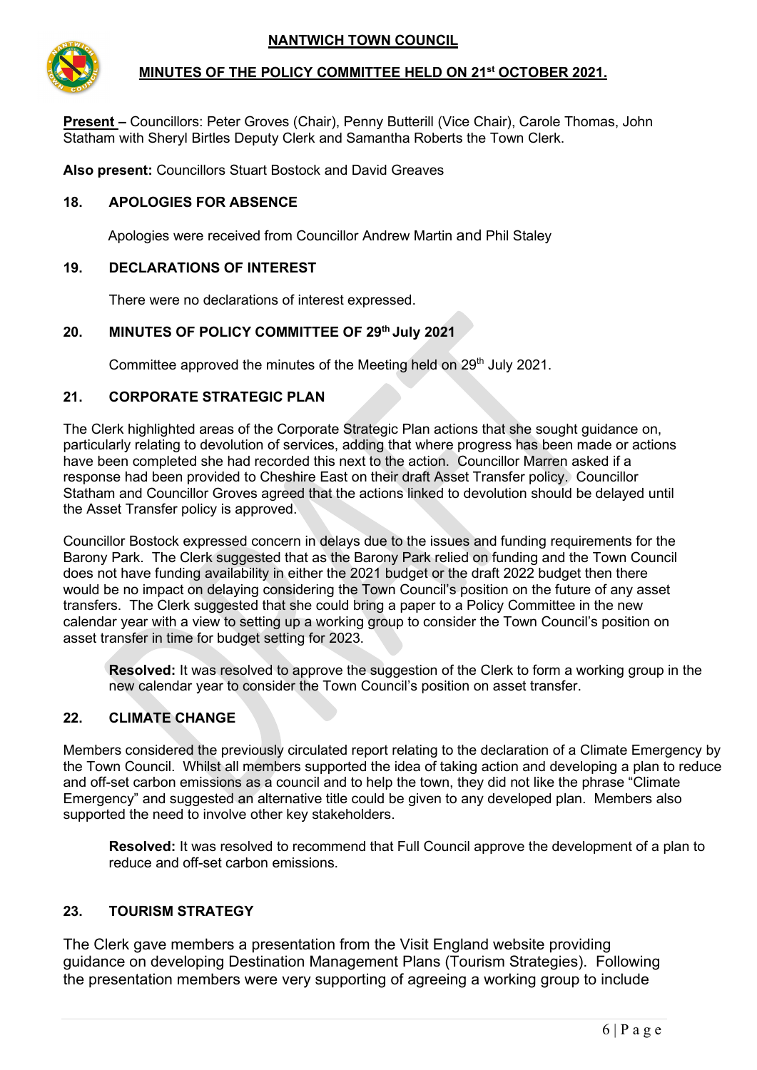# NANTWICH TOWN COUNCIL

## MINUTES OF THE POLICY COMMITTEE HELD ON 21st OCTOBER 2021.

**Present –** Councillors: Peter Groves (Chair), Penny Butterill (Vice Chair), Carole Thomas, John Statham with Sheryl Birtles Deputy Clerk and Samantha Roberts the Town Clerk.

**Also present:** Councillors Stuart Bostock and David Greaves

### 18. APOLOGIES FOR ABSENCE

Apologies were received from Councillor Andrew Martin and Phil Staley

### 19. DECLARATIONS OF INTEREST

There were no declarations of interest expressed.

### 20. MINUTES OF POLICY COMMITTEE OF 29th July 2021

Committee approved the minutes of the Meeting held on 29th July 2021.

### 21. CORPORATE STRATEGIC PLAN

The Clerk highlighted areas of the Corporate Strategic Plan actions that she sought guidance on, particularly relating to devolution of services, adding that where progress has been made or actions have been completed she had recorded this next to the action. Councillor Marren asked if a response had been provided to Cheshire East on their draft Asset Transfer policy. Councillor Statham and Councillor Groves agreed that the actions linked to devolution should be delayed until the Asset Transfer policy is approved.

Councillor Bostock expressed concern in delays due to the issues and funding requirements for the Barony Park. The Clerk suggested that as the Barony Park relied on funding and the Town Council does not have funding availability in either the 2021 budget or the draft 2022 budget then there would be no impact on delaying considering the Town Council's position on the future of any asset transfers. The Clerk suggested that she could bring a paper to a Policy Committee in the new calendar year with a view to setting up a working group to consider the Town Council's position on asset transfer in time for budget setting for 2023.

**Resolved:** It was resolved to approve the suggestion of the Clerk to form a working group in the new calendar year to consider the Town Council's position on asset transfer.

### 22. CLIMATE CHANGE

Members considered the previously circulated report relating to the declaration of a Climate Emergency by the Town Council. Whilst all members supported the idea of taking action and developing a plan to reduce and off-set carbon emissions as a council and to help the town, they did not like the phrase "Climate Emergency" and suggested an alternative title could be given to any developed plan. Members also supported the need to involve other key stakeholders.

**Resolved:** It was resolved to recommend that Full Council approve the development of a plan to reduce and off-set carbon emissions.

### 23. TOURISM STRATEGY

The Clerk gave members a presentation from the Visit England website providing guidance on developing Destination Management Plans (Tourism Strategies). Following the presentation members were very supporting of agreeing a working group to include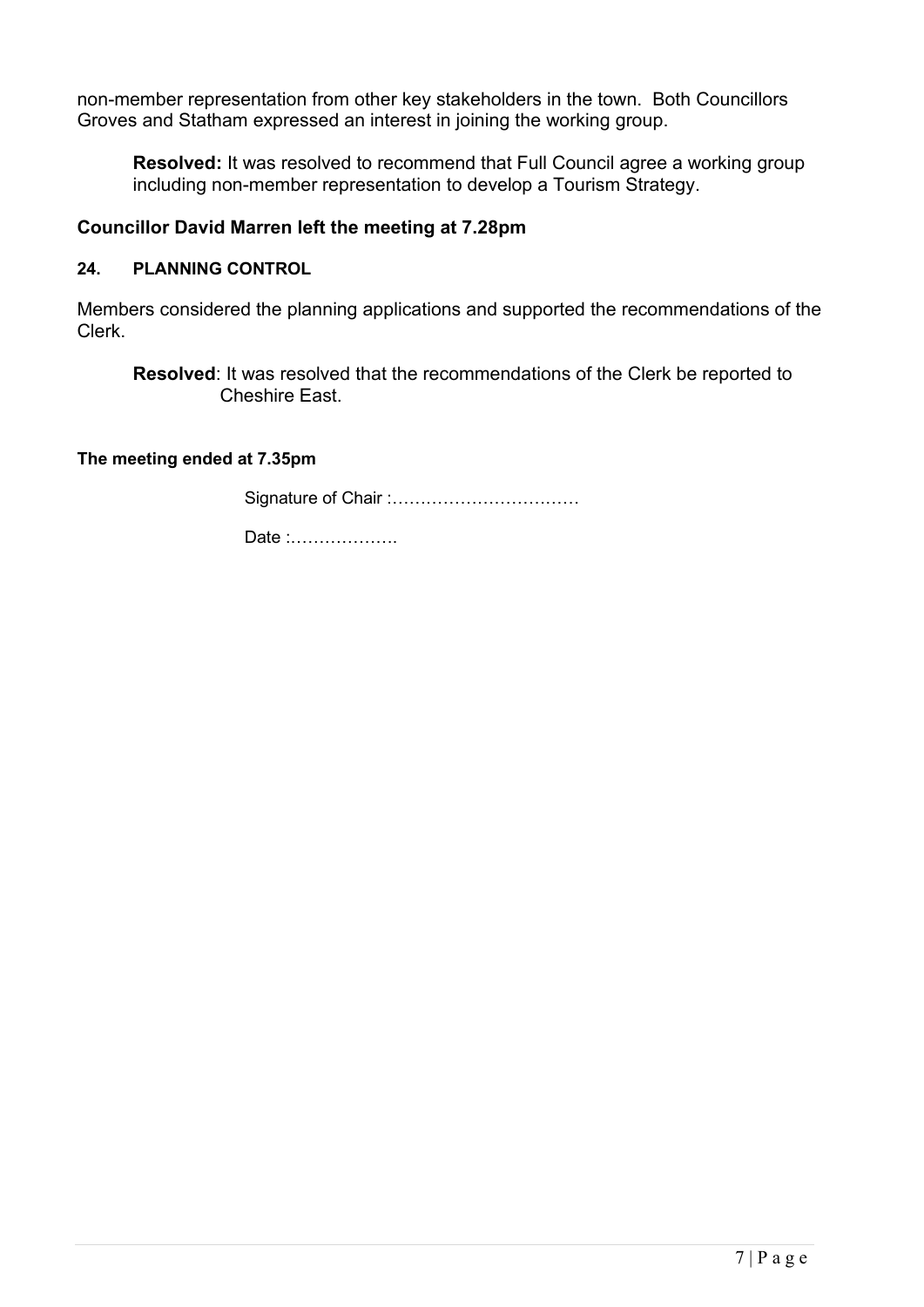non-member representation from other key stakeholders in the town. Both Councillors Groves and Statham expressed an interest in joining the working group.

> **Resolved:** It was resolved to recommend that Full Council agree a working group including non-member representation to develop a Tourism Strategy.

**Councillor David Marren left the meeting at 7.28pm**

### 24. PLANNING CONTROL

Members considered the planning applications and supported the recommendations of the Clerk.

> **Resolved**: It was resolved that the recommendations of the Clerk be reported to Cheshire East.

**The meeting ended at 7.35pm**

Signature of Chair :……………………………

Date :……………….